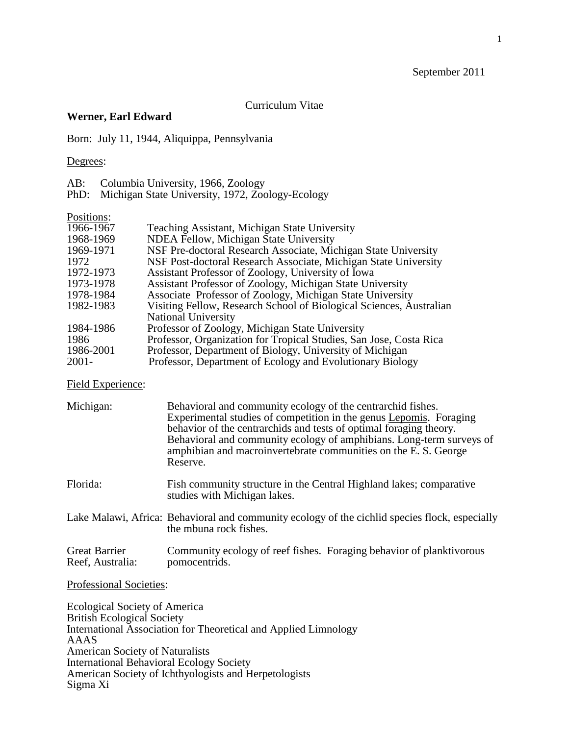September 2011

Curriculum Vitae

**Werner, Earl Edward**

Born: July 11, 1944, Aliquippa, Pennsylvania

Degrees:

AB: Columbia University, 1966, Zoology
PhD: Michigan State University, 1972, Zoology-Ecology

Positions:

| | |
|---|---|
| 1966-1967 | Teaching Assistant, Michigan State University |
| 1968-1969 | NDEA Fellow, Michigan State University |
| 1969-1971 | NSF Pre-doctoral Research Associate, Michigan State University |
| 1972 | NSF Post-doctoral Research Associate, Michigan State University |
| 1972-1973 | Assistant Professor of Zoology, University of Iowa |
| 1973-1978 | Assistant Professor of Zoology, Michigan State University |
| 1978-1984 | Associate Professor of Zoology, Michigan State University |
| 1982-1983 | Visiting Fellow, Research School of Biological Sciences, Australian National University |
| 1984-1986 | Professor of Zoology, Michigan State University |
| 1986 | Professor, Organization for Tropical Studies, San Jose, Costa Rica |
| 1986-2001 | Professor, Department of Biology, University of Michigan |
| 2001- | Professor, Department of Ecology and Evolutionary Biology |

Field Experience:

| | |
|---|---|
| Michigan: | Behavioral and community ecology of the centrarchid fishes. Experimental studies of competition in the genus Lepomis. Foraging behavior of the centrarchids and tests of optimal foraging theory. Behavioral and community ecology of amphibians. Long-term surveys of amphibian and macroinvertebrate communities on the E. S. George Reserve. |
| Florida: | Fish community structure in the Central Highland lakes; comparative studies with Michigan lakes. |
| Lake Malawi, Africa: | Behavioral and community ecology of the cichlid species flock, especially the mbuna rock fishes. |
| Great Barrier Reef, Australia: | Community ecology of reef fishes. Foraging behavior of planktivorous pomocentrids. |

Professional Societies:

Ecological Society of America
British Ecological Society
International Association for Theoretical and Applied Limnology
AAAS
American Society of Naturalists
International Behavioral Ecology Society
American Society of Ichthyologists and Herpetologists
Sigma Xi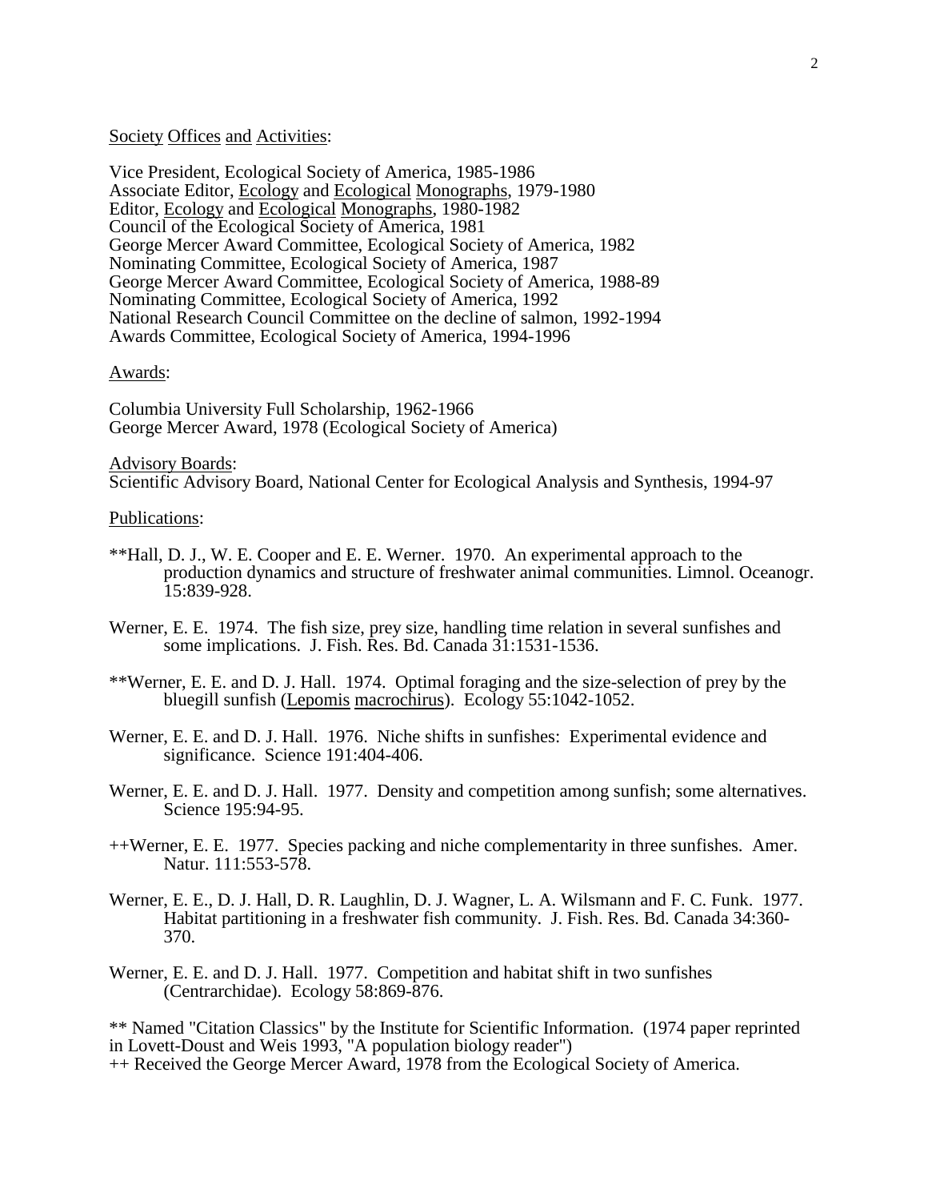## Society Offices and Activities:

Vice President, Ecological Society of America, 1985-1986
Associate Editor, *Ecology* and *Ecological Monographs*, 1979-1980
Editor, *Ecology* and *Ecological Monographs*, 1980-1982
Council of the Ecological Society of America, 1981
George Mercer Award Committee, Ecological Society of America, 1982
Nominating Committee, Ecological Society of America, 1987
George Mercer Award Committee, Ecological Society of America, 1988-89
Nominating Committee, Ecological Society of America, 1992
National Research Council Committee on the decline of salmon, 1992-1994
Awards Committee, Ecological Society of America, 1994-1996

## Awards:

Columbia University Full Scholarship, 1962-1966
George Mercer Award, 1978 (Ecological Society of America)

## Advisory Boards:

Scientific Advisory Board, National Center for Ecological Analysis and Synthesis, 1994-97

## Publications:

**Hall, D. J., W. E. Cooper and E. E. Werner. 1970. An experimental approach to the production dynamics and structure of freshwater animal communities. Limnol. Oceanogr. 15:839-928.

Werner, E. E. 1974. The fish size, prey size, handling time relation in several sunfishes and some implications. J. Fish. Res. Bd. Canada 31:1531-1536.

**Werner, E. E. and D. J. Hall. 1974. Optimal foraging and the size-selection of prey by the bluegill sunfish (*Lepomis macrochirus*). Ecology 55:1042-1052.

Werner, E. E. and D. J. Hall. 1976. Niche shifts in sunfishes: Experimental evidence and significance. Science 191:404-406.

Werner, E. E. and D. J. Hall. 1977. Density and competition among sunfish; some alternatives. Science 195:94-95.

++Werner, E. E. 1977. Species packing and niche complementarity in three sunfishes. Amer. Natur. 111:553-578.

Werner, E. E., D. J. Hall, D. R. Laughlin, D. J. Wagner, L. A. Wilsmann and F. C. Funk. 1977. Habitat partitioning in a freshwater fish community. J. Fish. Res. Bd. Canada 34:360-370.

Werner, E. E. and D. J. Hall. 1977. Competition and habitat shift in two sunfishes (Centrarchidae). Ecology 58:869-876.

** Named "Citation Classics" by the Institute for Scientific Information. (1974 paper reprinted in Lovett-Doust and Weis 1993, "A population biology reader")
++ Received the George Mercer Award, 1978 from the Ecological Society of America.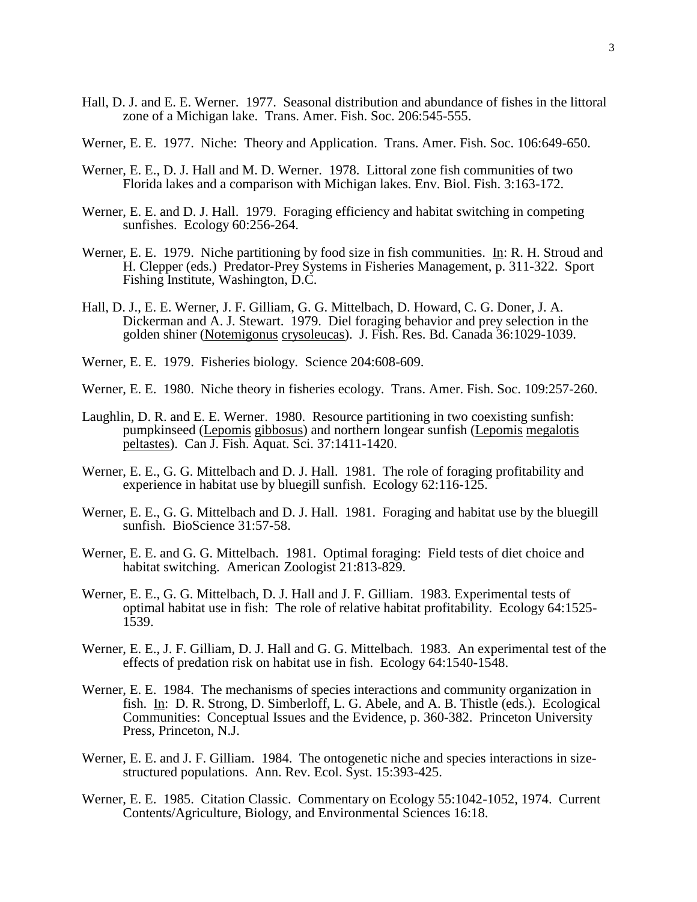Hall, D. J. and E. E. Werner. 1977. Seasonal distribution and abundance of fishes in the littoral zone of a Michigan lake. Trans. Amer. Fish. Soc. 206:545-555.

Werner, E. E. 1977. Niche: Theory and Application. Trans. Amer. Fish. Soc. 106:649-650.

Werner, E. E., D. J. Hall and M. D. Werner. 1978. Littoral zone fish communities of two Florida lakes and a comparison with Michigan lakes. Env. Biol. Fish. 3:163-172.

Werner, E. E. and D. J. Hall. 1979. Foraging efficiency and habitat switching in competing sunfishes. Ecology 60:256-264.

Werner, E. E. 1979. Niche partitioning by food size in fish communities. In: R. H. Stroud and H. Clepper (eds.) Predator-Prey Systems in Fisheries Management, p. 311-322. Sport Fishing Institute, Washington, D.C.

Hall, D. J., E. E. Werner, J. F. Gilliam, G. G. Mittelbach, D. Howard, C. G. Doner, J. A. Dickerman and A. J. Stewart. 1979. Diel foraging behavior and prey selection in the golden shiner (Notemigonus crysoleucas). J. Fish. Res. Bd. Canada 36:1029-1039.

Werner, E. E. 1979. Fisheries biology. Science 204:608-609.

Werner, E. E. 1980. Niche theory in fisheries ecology. Trans. Amer. Fish. Soc. 109:257-260.

Laughlin, D. R. and E. E. Werner. 1980. Resource partitioning in two coexisting sunfish: pumpkinseed (Lepomis gibbosus) and northern longear sunfish (Lepomis megalotis peltastes). Can J. Fish. Aquat. Sci. 37:1411-1420.

Werner, E. E., G. G. Mittelbach and D. J. Hall. 1981. The role of foraging profitability and experience in habitat use by bluegill sunfish. Ecology 62:116-125.

Werner, E. E., G. G. Mittelbach and D. J. Hall. 1981. Foraging and habitat use by the bluegill sunfish. BioScience 31:57-58.

Werner, E. E. and G. G. Mittelbach. 1981. Optimal foraging: Field tests of diet choice and habitat switching. American Zoologist 21:813-829.

Werner, E. E., G. G. Mittelbach, D. J. Hall and J. F. Gilliam. 1983. Experimental tests of optimal habitat use in fish: The role of relative habitat profitability. Ecology 64:1525-1539.

Werner, E. E., J. F. Gilliam, D. J. Hall and G. G. Mittelbach. 1983. An experimental test of the effects of predation risk on habitat use in fish. Ecology 64:1540-1548.

Werner, E. E. 1984. The mechanisms of species interactions and community organization in fish. In: D. R. Strong, D. Simberloff, L. G. Abele, and A. B. Thistle (eds.). Ecological Communities: Conceptual Issues and the Evidence, p. 360-382. Princeton University Press, Princeton, N.J.

Werner, E. E. and J. F. Gilliam. 1984. The ontogenetic niche and species interactions in size-structured populations. Ann. Rev. Ecol. Syst. 15:393-425.

Werner, E. E. 1985. Citation Classic. Commentary on Ecology 55:1042-1052, 1974. Current Contents/Agriculture, Biology, and Environmental Sciences 16:18.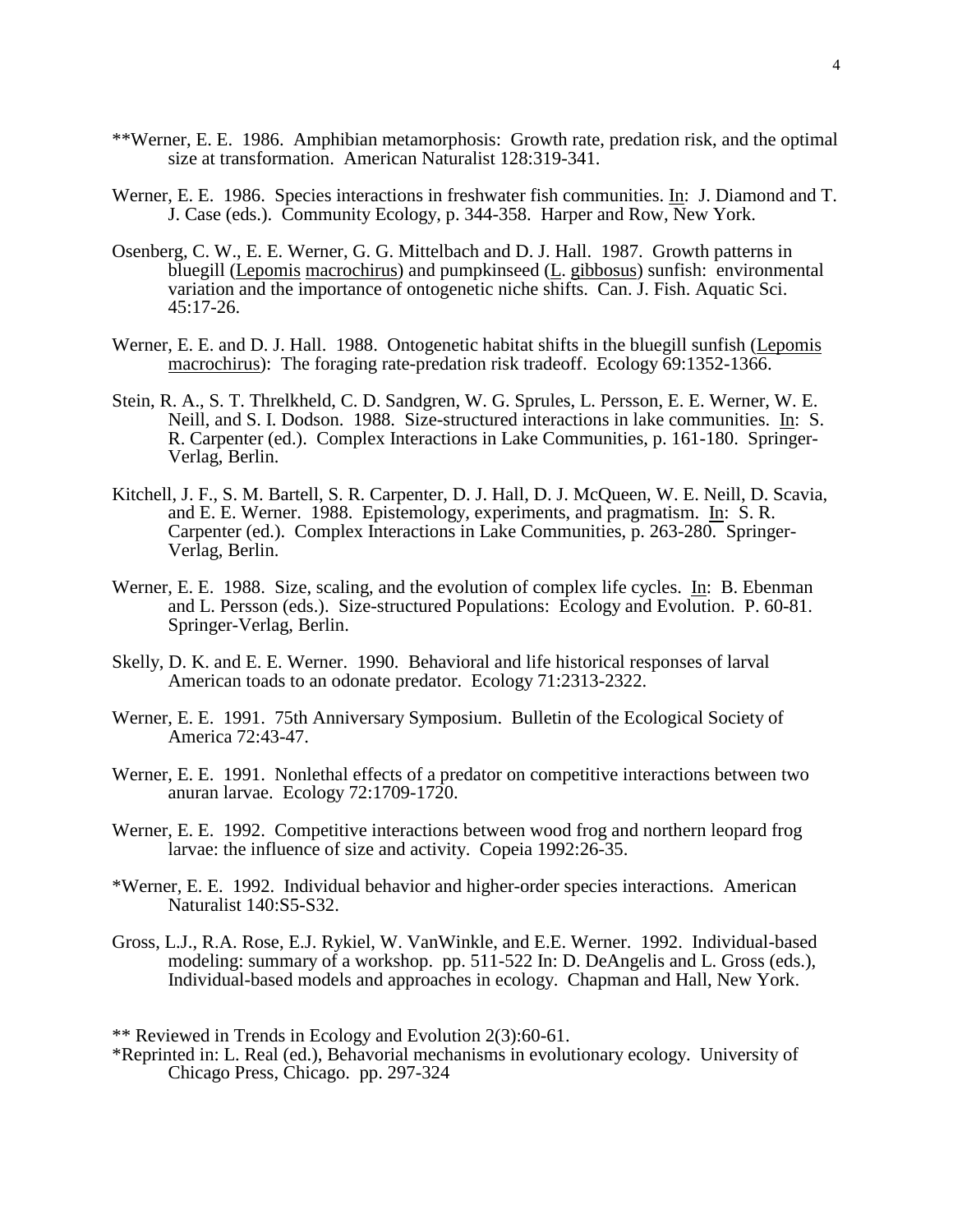**Werner, E. E. 1986. Amphibian metamorphosis: Growth rate, predation risk, and the optimal size at transformation. American Naturalist 128:319-341.

Werner, E. E. 1986. Species interactions in freshwater fish communities. In: J. Diamond and T. J. Case (eds.). Community Ecology, p. 344-358. Harper and Row, New York.

Osenberg, C. W., E. E. Werner, G. G. Mittelbach and D. J. Hall. 1987. Growth patterns in bluegill (Lepomis macrochirus) and pumpkinseed (L. gibbosus) sunfish: environmental variation and the importance of ontogenetic niche shifts. Can. J. Fish. Aquatic Sci. 45:17-26.

Werner, E. E. and D. J. Hall. 1988. Ontogenetic habitat shifts in the bluegill sunfish (Lepomis macrochirus): The foraging rate-predation risk tradeoff. Ecology 69:1352-1366.

Stein, R. A., S. T. Threlkheld, C. D. Sandgren, W. G. Sprules, L. Persson, E. E. Werner, W. E. Neill, and S. I. Dodson. 1988. Size-structured interactions in lake communities. In: S. R. Carpenter (ed.). Complex Interactions in Lake Communities, p. 161-180. Springer-Verlag, Berlin.

Kitchell, J. F., S. M. Bartell, S. R. Carpenter, D. J. Hall, D. J. McQueen, W. E. Neill, D. Scavia, and E. E. Werner. 1988. Epistemology, experiments, and pragmatism. In: S. R. Carpenter (ed.). Complex Interactions in Lake Communities, p. 263-280. Springer-Verlag, Berlin.

Werner, E. E. 1988. Size, scaling, and the evolution of complex life cycles. In: B. Ebenman and L. Persson (eds.). Size-structured Populations: Ecology and Evolution. P. 60-81. Springer-Verlag, Berlin.

Skelly, D. K. and E. E. Werner. 1990. Behavioral and life historical responses of larval American toads to an odonate predator. Ecology 71:2313-2322.

Werner, E. E. 1991. 75th Anniversary Symposium. Bulletin of the Ecological Society of America 72:43-47.

Werner, E. E. 1991. Nonlethal effects of a predator on competitive interactions between two anuran larvae. Ecology 72:1709-1720.

Werner, E. E. 1992. Competitive interactions between wood frog and northern leopard frog larvae: the influence of size and activity. Copeia 1992:26-35.

*Werner, E. E. 1992. Individual behavior and higher-order species interactions. American Naturalist 140:S5-S32.

Gross, L.J., R.A. Rose, E.J. Rykiel, W. VanWinkle, and E.E. Werner. 1992. Individual-based modeling: summary of a workshop. pp. 511-522 In: D. DeAngelis and L. Gross (eds.), Individual-based models and approaches in ecology. Chapman and Hall, New York.

** Reviewed in Trends in Ecology and Evolution 2(3):60-61.

*Reprinted in: L. Real (ed.), Behavorial mechanisms in evolutionary ecology. University of Chicago Press, Chicago. pp. 297-324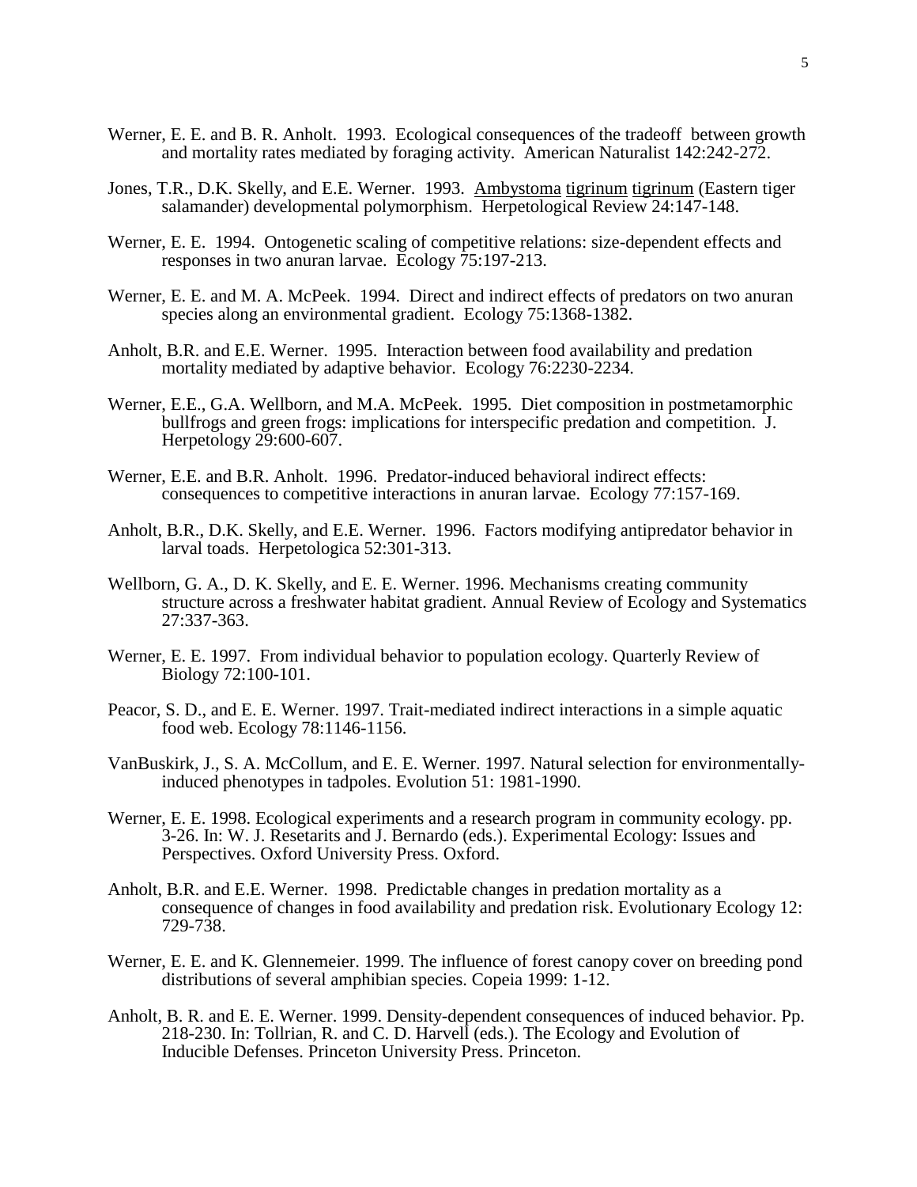Werner, E. E. and B. R. Anholt. 1993. Ecological consequences of the tradeoff between growth and mortality rates mediated by foraging activity. American Naturalist 142:242-272.

Jones, T.R., D.K. Skelly, and E.E. Werner. 1993. Ambystoma tigrinum tigrinum (Eastern tiger salamander) developmental polymorphism. Herpetological Review 24:147-148.

Werner, E. E. 1994. Ontogenetic scaling of competitive relations: size-dependent effects and responses in two anuran larvae. Ecology 75:197-213.

Werner, E. E. and M. A. McPeek. 1994. Direct and indirect effects of predators on two anuran species along an environmental gradient. Ecology 75:1368-1382.

Anholt, B.R. and E.E. Werner. 1995. Interaction between food availability and predation mortality mediated by adaptive behavior. Ecology 76:2230-2234.

Werner, E.E., G.A. Wellborn, and M.A. McPeek. 1995. Diet composition in postmetamorphic bullfrogs and green frogs: implications for interspecific predation and competition. J. Herpetology 29:600-607.

Werner, E.E. and B.R. Anholt. 1996. Predator-induced behavioral indirect effects: consequences to competitive interactions in anuran larvae. Ecology 77:157-169.

Anholt, B.R., D.K. Skelly, and E.E. Werner. 1996. Factors modifying antipredator behavior in larval toads. Herpetologica 52:301-313.

Wellborn, G. A., D. K. Skelly, and E. E. Werner. 1996. Mechanisms creating community structure across a freshwater habitat gradient. Annual Review of Ecology and Systematics 27:337-363.

Werner, E. E. 1997. From individual behavior to population ecology. Quarterly Review of Biology 72:100-101.

Peacor, S. D., and E. E. Werner. 1997. Trait-mediated indirect interactions in a simple aquatic food web. Ecology 78:1146-1156.

VanBuskirk, J., S. A. McCollum, and E. E. Werner. 1997. Natural selection for environmentally-induced phenotypes in tadpoles. Evolution 51: 1981-1990.

Werner, E. E. 1998. Ecological experiments and a research program in community ecology. pp. 3-26. In: W. J. Resetarits and J. Bernardo (eds.). Experimental Ecology: Issues and Perspectives. Oxford University Press. Oxford.

Anholt, B.R. and E.E. Werner. 1998. Predictable changes in predation mortality as a consequence of changes in food availability and predation risk. Evolutionary Ecology 12: 729-738.

Werner, E. E. and K. Glennemeier. 1999. The influence of forest canopy cover on breeding pond distributions of several amphibian species. Copeia 1999: 1-12.

Anholt, B. R. and E. E. Werner. 1999. Density-dependent consequences of induced behavior. Pp. 218-230. In: Tollrian, R. and C. D. Harvell (eds.). The Ecology and Evolution of Inducible Defenses. Princeton University Press. Princeton.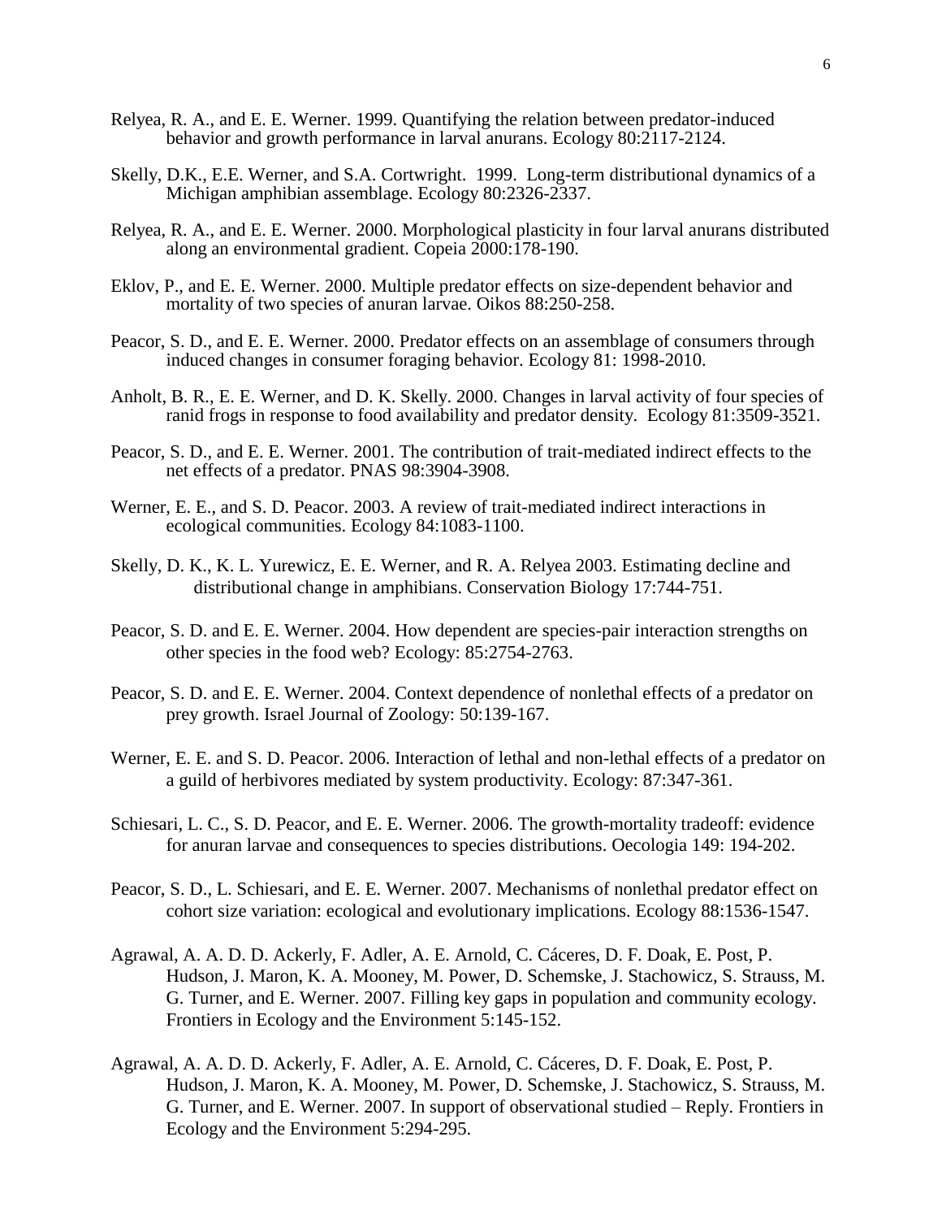Relyea, R. A., and E. E. Werner. 1999. Quantifying the relation between predator-induced behavior and growth performance in larval anurans. Ecology 80:2117-2124.

Skelly, D.K., E.E. Werner, and S.A. Cortwright. 1999. Long-term distributional dynamics of a Michigan amphibian assemblage. Ecology 80:2326-2337.

Relyea, R. A., and E. E. Werner. 2000. Morphological plasticity in four larval anurans distributed along an environmental gradient. Copeia 2000:178-190.

Eklov, P., and E. E. Werner. 2000. Multiple predator effects on size-dependent behavior and mortality of two species of anuran larvae. Oikos 88:250-258.

Peacor, S. D., and E. E. Werner. 2000. Predator effects on an assemblage of consumers through induced changes in consumer foraging behavior. Ecology 81: 1998-2010.

Anholt, B. R., E. E. Werner, and D. K. Skelly. 2000. Changes in larval activity of four species of ranid frogs in response to food availability and predator density. Ecology 81:3509-3521.

Peacor, S. D., and E. E. Werner. 2001. The contribution of trait-mediated indirect effects to the net effects of a predator. PNAS 98:3904-3908.

Werner, E. E., and S. D. Peacor. 2003. A review of trait-mediated indirect interactions in ecological communities. Ecology 84:1083-1100.

Skelly, D. K., K. L. Yurewicz, E. E. Werner, and R. A. Relyea 2003. Estimating decline and distributional change in amphibians. Conservation Biology 17:744-751.

Peacor, S. D. and E. E. Werner. 2004. How dependent are species-pair interaction strengths on other species in the food web? Ecology: 85:2754-2763.

Peacor, S. D. and E. E. Werner. 2004. Context dependence of nonlethal effects of a predator on prey growth. Israel Journal of Zoology: 50:139-167.

Werner, E. E. and S. D. Peacor. 2006. Interaction of lethal and non-lethal effects of a predator on a guild of herbivores mediated by system productivity. Ecology: 87:347-361.

Schiesari, L. C., S. D. Peacor, and E. E. Werner. 2006. The growth-mortality tradeoff: evidence for anuran larvae and consequences to species distributions. Oecologia 149: 194-202.

Peacor, S. D., L. Schiesari, and E. E. Werner. 2007. Mechanisms of nonlethal predator effect on cohort size variation: ecological and evolutionary implications. Ecology 88:1536-1547.

Agrawal, A. A. D. D. Ackerly, F. Adler, A. E. Arnold, C. Cáceres, D. F. Doak, E. Post, P. Hudson, J. Maron, K. A. Mooney, M. Power, D. Schemske, J. Stachowicz, S. Strauss, M. G. Turner, and E. Werner. 2007. Filling key gaps in population and community ecology. Frontiers in Ecology and the Environment 5:145-152.

Agrawal, A. A. D. D. Ackerly, F. Adler, A. E. Arnold, C. Cáceres, D. F. Doak, E. Post, P. Hudson, J. Maron, K. A. Mooney, M. Power, D. Schemske, J. Stachowicz, S. Strauss, M. G. Turner, and E. Werner. 2007. In support of observational studied – Reply. Frontiers in Ecology and the Environment 5:294-295.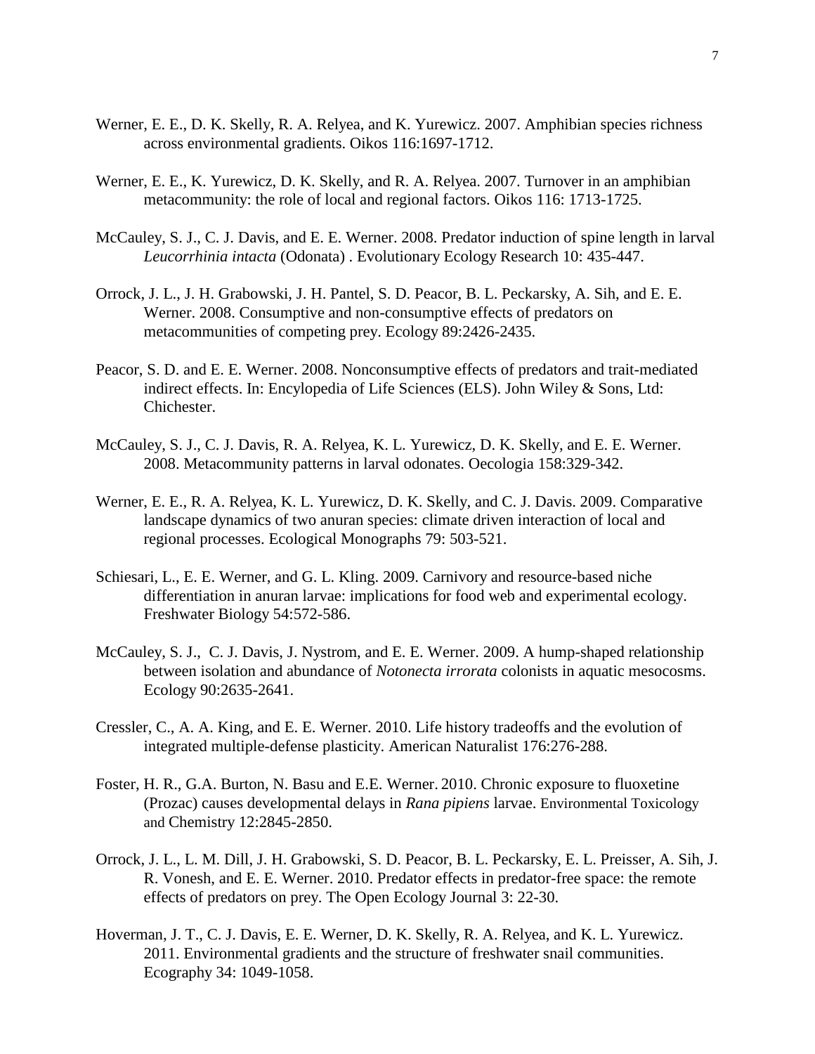Werner, E. E., D. K. Skelly, R. A. Relyea, and K. Yurewicz. 2007. Amphibian species richness across environmental gradients. Oikos 116:1697-1712.

Werner, E. E., K. Yurewicz, D. K. Skelly, and R. A. Relyea. 2007. Turnover in an amphibian metacommunity: the role of local and regional factors. Oikos 116: 1713-1725.

McCauley, S. J., C. J. Davis, and E. E. Werner. 2008. Predator induction of spine length in larval *Leucorrhinia intacta* (Odonata) . Evolutionary Ecology Research 10: 435-447.

Orrock, J. L., J. H. Grabowski, J. H. Pantel, S. D. Peacor, B. L. Peckarsky, A. Sih, and E. E. Werner. 2008. Consumptive and non-consumptive effects of predators on metacommunities of competing prey. Ecology 89:2426-2435.

Peacor, S. D. and E. E. Werner. 2008. Nonconsumptive effects of predators and trait-mediated indirect effects. In: Encylopedia of Life Sciences (ELS). John Wiley & Sons, Ltd: Chichester.

McCauley, S. J., C. J. Davis, R. A. Relyea, K. L. Yurewicz, D. K. Skelly, and E. E. Werner. 2008. Metacommunity patterns in larval odonates. Oecologia 158:329-342.

Werner, E. E., R. A. Relyea, K. L. Yurewicz, D. K. Skelly, and C. J. Davis. 2009. Comparative landscape dynamics of two anuran species: climate driven interaction of local and regional processes. Ecological Monographs 79: 503-521.

Schiesari, L., E. E. Werner, and G. L. Kling. 2009. Carnivory and resource-based niche differentiation in anuran larvae: implications for food web and experimental ecology. Freshwater Biology 54:572-586.

McCauley, S. J., C. J. Davis, J. Nystrom, and E. E. Werner. 2009. A hump-shaped relationship between isolation and abundance of *Notonecta irrorata* colonists in aquatic mesocosms. Ecology 90:2635-2641.

Cressler, C., A. A. King, and E. E. Werner. 2010. Life history tradeoffs and the evolution of integrated multiple-defense plasticity. American Naturalist 176:276-288.

Foster, H. R., G.A. Burton, N. Basu and E.E. Werner. 2010. Chronic exposure to fluoxetine (Prozac) causes developmental delays in *Rana pipiens* larvae. Environmental Toxicology and Chemistry 12:2845-2850.

Orrock, J. L., L. M. Dill, J. H. Grabowski, S. D. Peacor, B. L. Peckarsky, E. L. Preisser, A. Sih, J. R. Vonesh, and E. E. Werner. 2010. Predator effects in predator-free space: the remote effects of predators on prey. The Open Ecology Journal 3: 22-30.

Hoverman, J. T., C. J. Davis, E. E. Werner, D. K. Skelly, R. A. Relyea, and K. L. Yurewicz. 2011. Environmental gradients and the structure of freshwater snail communities. Ecography 34: 1049-1058.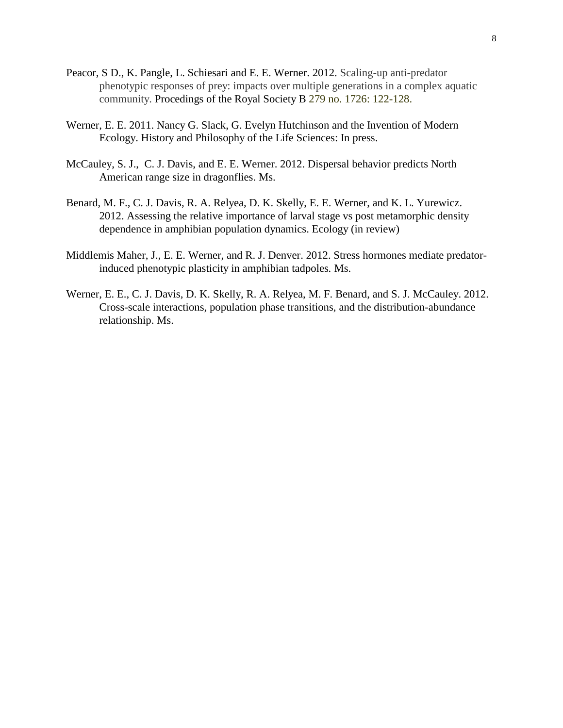Peacor, S D., K. Pangle, L. Schiesari and E. E. Werner. 2012. Scaling-up anti-predator phenotypic responses of prey: impacts over multiple generations in a complex aquatic community. Procedings of the Royal Society B 279 no. 1726: 122-128.

Werner, E. E. 2011. Nancy G. Slack, G. Evelyn Hutchinson and the Invention of Modern Ecology. History and Philosophy of the Life Sciences: In press.

McCauley, S. J., C. J. Davis, and E. E. Werner. 2012. Dispersal behavior predicts North American range size in dragonflies. Ms.

Benard, M. F., C. J. Davis, R. A. Relyea, D. K. Skelly, E. E. Werner, and K. L. Yurewicz. 2012. Assessing the relative importance of larval stage vs post metamorphic density dependence in amphibian population dynamics. Ecology (in review)

Middlemis Maher, J., E. E. Werner, and R. J. Denver. 2012. Stress hormones mediate predator-induced phenotypic plasticity in amphibian tadpoles. Ms.

Werner, E. E., C. J. Davis, D. K. Skelly, R. A. Relyea, M. F. Benard, and S. J. McCauley. 2012. Cross-scale interactions, population phase transitions, and the distribution-abundance relationship. Ms.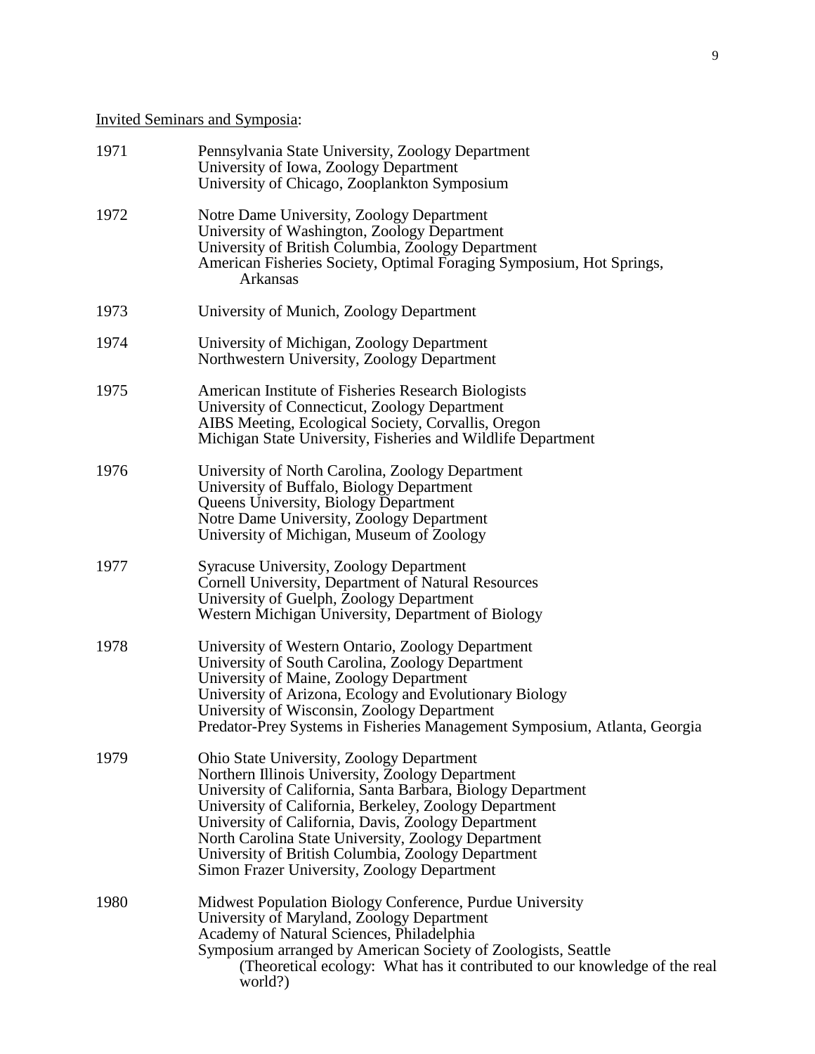<u>Invited Seminars and Symposia</u>:

1971 Pennsylvania State University, Zoology Department
University of Iowa, Zoology Department
University of Chicago, Zooplankton Symposium

1972 Notre Dame University, Zoology Department
University of Washington, Zoology Department
University of British Columbia, Zoology Department
American Fisheries Society, Optimal Foraging Symposium, Hot Springs, Arkansas

1973 University of Munich, Zoology Department

1974 University of Michigan, Zoology Department
Northwestern University, Zoology Department

1975 American Institute of Fisheries Research Biologists
University of Connecticut, Zoology Department
AIBS Meeting, Ecological Society, Corvallis, Oregon
Michigan State University, Fisheries and Wildlife Department

1976 University of North Carolina, Zoology Department
University of Buffalo, Biology Department
Queens University, Biology Department
Notre Dame University, Zoology Department
University of Michigan, Museum of Zoology

1977 Syracuse University, Zoology Department
Cornell University, Department of Natural Resources
University of Guelph, Zoology Department
Western Michigan University, Department of Biology

1978 University of Western Ontario, Zoology Department
University of South Carolina, Zoology Department
University of Maine, Zoology Department
University of Arizona, Ecology and Evolutionary Biology
University of Wisconsin, Zoology Department
Predator-Prey Systems in Fisheries Management Symposium, Atlanta, Georgia

1979 Ohio State University, Zoology Department
Northern Illinois University, Zoology Department
University of California, Santa Barbara, Biology Department
University of California, Berkeley, Zoology Department
University of California, Davis, Zoology Department
North Carolina State University, Zoology Department
University of British Columbia, Zoology Department
Simon Frazer University, Zoology Department

1980 Midwest Population Biology Conference, Purdue University
University of Maryland, Zoology Department
Academy of Natural Sciences, Philadelphia
Symposium arranged by American Society of Zoologists, Seattle
(Theoretical ecology: What has it contributed to our knowledge of the real world?)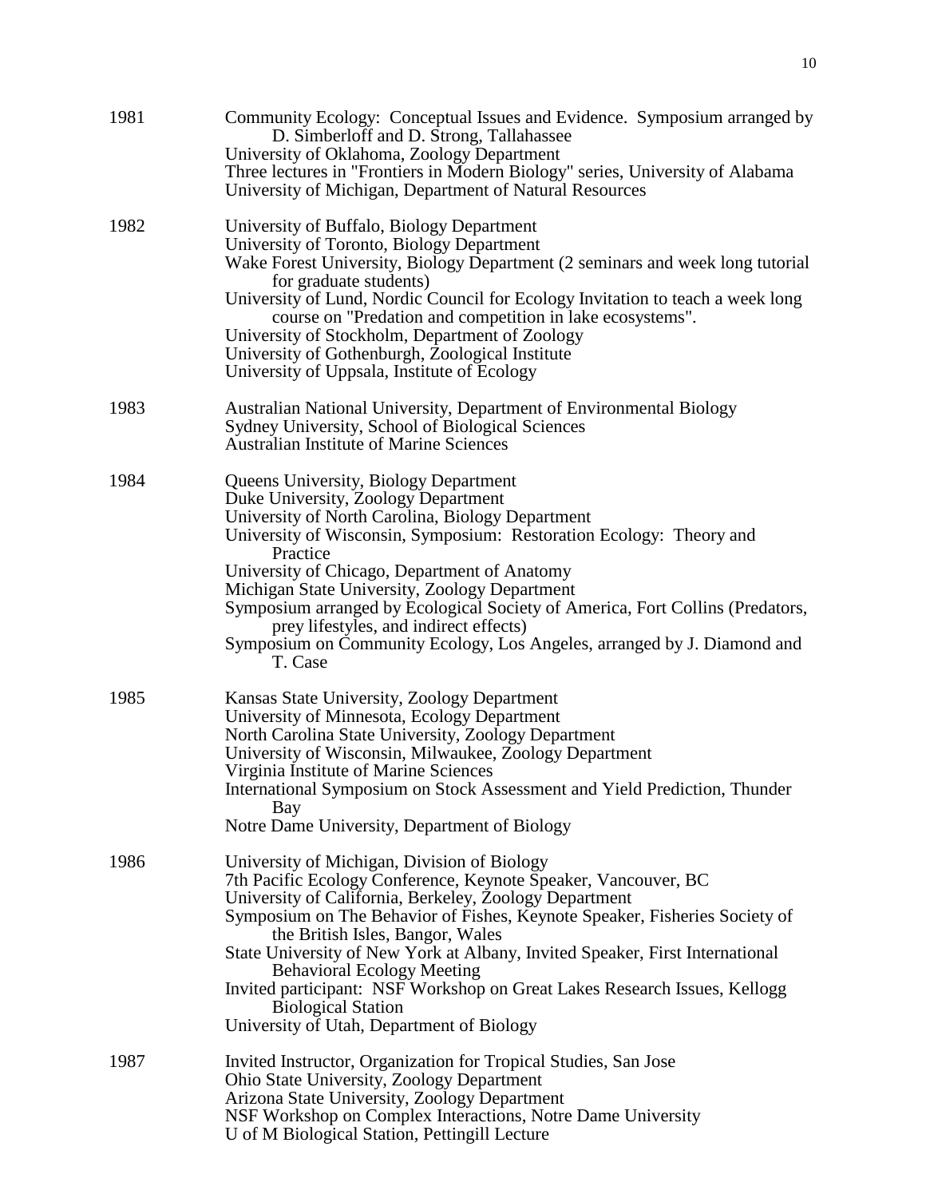1981 Community Ecology: Conceptual Issues and Evidence. Symposium arranged by D. Simberloff and D. Strong, Tallahassee
University of Oklahoma, Zoology Department
Three lectures in "Frontiers in Modern Biology" series, University of Alabama
University of Michigan, Department of Natural Resources

1982 University of Buffalo, Biology Department
University of Toronto, Biology Department
Wake Forest University, Biology Department (2 seminars and week long tutorial for graduate students)
University of Lund, Nordic Council for Ecology Invitation to teach a week long course on "Predation and competition in lake ecosystems".
University of Stockholm, Department of Zoology
University of Gothenburgh, Zoological Institute
University of Uppsala, Institute of Ecology

1983 Australian National University, Department of Environmental Biology
Sydney University, School of Biological Sciences
Australian Institute of Marine Sciences

1984 Queens University, Biology Department
Duke University, Zoology Department
University of North Carolina, Biology Department
University of Wisconsin, Symposium: Restoration Ecology: Theory and Practice
University of Chicago, Department of Anatomy
Michigan State University, Zoology Department
Symposium arranged by Ecological Society of America, Fort Collins (Predators, prey lifestyles, and indirect effects)
Symposium on Community Ecology, Los Angeles, arranged by J. Diamond and T. Case

1985 Kansas State University, Zoology Department
University of Minnesota, Ecology Department
North Carolina State University, Zoology Department
University of Wisconsin, Milwaukee, Zoology Department
Virginia Institute of Marine Sciences
International Symposium on Stock Assessment and Yield Prediction, Thunder Bay
Notre Dame University, Department of Biology

1986 University of Michigan, Division of Biology
7th Pacific Ecology Conference, Keynote Speaker, Vancouver, BC
University of California, Berkeley, Zoology Department
Symposium on The Behavior of Fishes, Keynote Speaker, Fisheries Society of the British Isles, Bangor, Wales
State University of New York at Albany, Invited Speaker, First International Behavioral Ecology Meeting
Invited participant: NSF Workshop on Great Lakes Research Issues, Kellogg Biological Station
University of Utah, Department of Biology

1987 Invited Instructor, Organization for Tropical Studies, San Jose
Ohio State University, Zoology Department
Arizona State University, Zoology Department
NSF Workshop on Complex Interactions, Notre Dame University
U of M Biological Station, Pettingill Lecture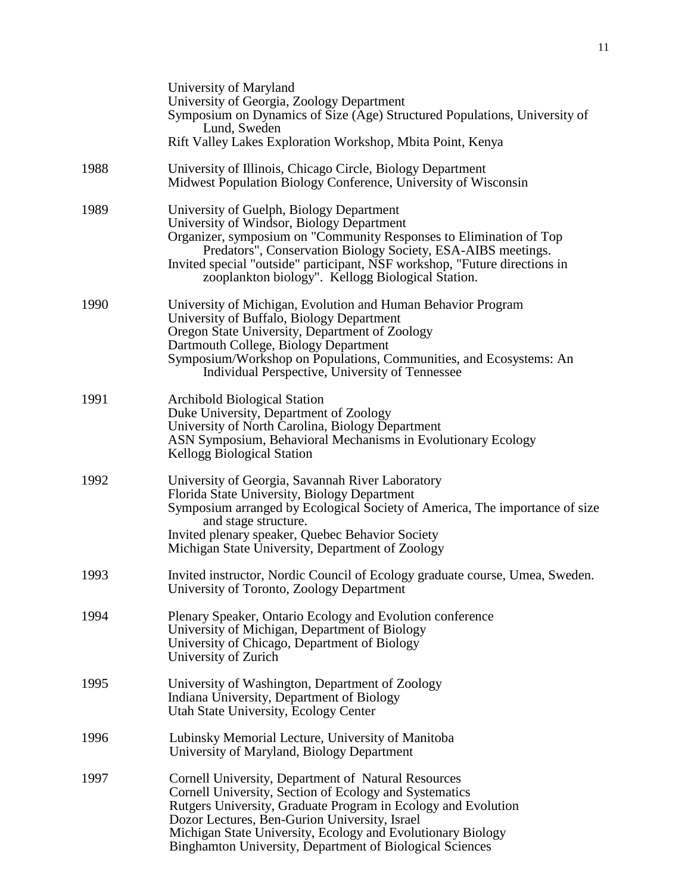| | |
|---|---|
| | University of Maryland<br>University of Georgia, Zoology Department<br>Symposium on Dynamics of Size (Age) Structured Populations, University of Lund, Sweden<br>Rift Valley Lakes Exploration Workshop, Mbita Point, Kenya |
| 1988 | University of Illinois, Chicago Circle, Biology Department<br>Midwest Population Biology Conference, University of Wisconsin |
| 1989 | University of Guelph, Biology Department<br>University of Windsor, Biology Department<br>Organizer, symposium on "Community Responses to Elimination of Top Predators", Conservation Biology Society, ESA-AIBS meetings.<br>Invited special "outside" participant, NSF workshop, "Future directions in zooplankton biology". Kellogg Biological Station. |
| 1990 | University of Michigan, Evolution and Human Behavior Program<br>University of Buffalo, Biology Department<br>Oregon State University, Department of Zoology<br>Dartmouth College, Biology Department<br>Symposium/Workshop on Populations, Communities, and Ecosystems: An Individual Perspective, University of Tennessee |
| 1991 | Archibold Biological Station<br>Duke University, Department of Zoology<br>University of North Carolina, Biology Department<br>ASN Symposium, Behavioral Mechanisms in Evolutionary Ecology<br>Kellogg Biological Station |
| 1992 | University of Georgia, Savannah River Laboratory<br>Florida State University, Biology Department<br>Symposium arranged by Ecological Society of America, The importance of size and stage structure.<br>Invited plenary speaker, Quebec Behavior Society<br>Michigan State University, Department of Zoology |
| 1993 | Invited instructor, Nordic Council of Ecology graduate course, Umea, Sweden.<br>University of Toronto, Zoology Department |
| 1994 | Plenary Speaker, Ontario Ecology and Evolution conference<br>University of Michigan, Department of Biology<br>University of Chicago, Department of Biology<br>University of Zurich |
| 1995 | University of Washington, Department of Zoology<br>Indiana University, Department of Biology<br>Utah State University, Ecology Center |
| 1996 | Lubinsky Memorial Lecture, University of Manitoba<br>University of Maryland, Biology Department |
| 1997 | Cornell University, Department of Natural Resources<br>Cornell University, Section of Ecology and Systematics<br>Rutgers University, Graduate Program in Ecology and Evolution<br>Dozor Lectures, Ben-Gurion University, Israel<br>Michigan State University, Ecology and Evolutionary Biology<br>Binghamton University, Department of Biological Sciences |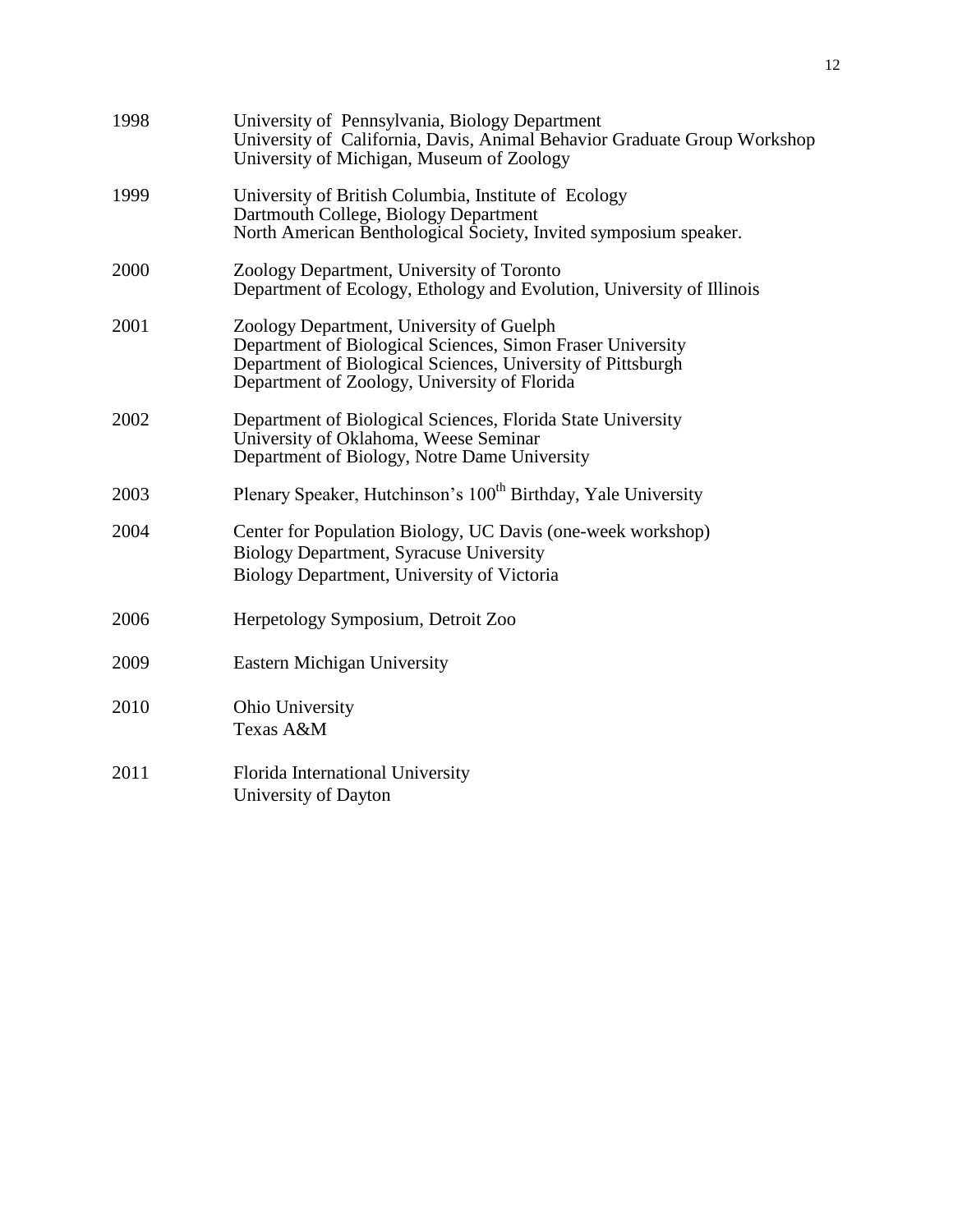| | |
|---|---|
| 1998 | University of Pennsylvania, Biology Department<br>University of California, Davis, Animal Behavior Graduate Group Workshop<br>University of Michigan, Museum of Zoology |
| 1999 | University of British Columbia, Institute of Ecology<br>Dartmouth College, Biology Department<br>North American Benthological Society, Invited symposium speaker. |
| 2000 | Zoology Department, University of Toronto<br>Department of Ecology, Ethology and Evolution, University of Illinois |
| 2001 | Zoology Department, University of Guelph<br>Department of Biological Sciences, Simon Fraser University<br>Department of Biological Sciences, University of Pittsburgh<br>Department of Zoology, University of Florida |
| 2002 | Department of Biological Sciences, Florida State University<br>University of Oklahoma, Weese Seminar<br>Department of Biology, Notre Dame University |
| 2003 | Plenary Speaker, Hutchinson's 100th Birthday, Yale University |
| 2004 | Center for Population Biology, UC Davis (one-week workshop)<br>Biology Department, Syracuse University<br>Biology Department, University of Victoria |
| 2006 | Herpetology Symposium, Detroit Zoo |
| 2009 | Eastern Michigan University |
| 2010 | Ohio University<br>Texas A&M |
| 2011 | Florida International University<br>University of Dayton |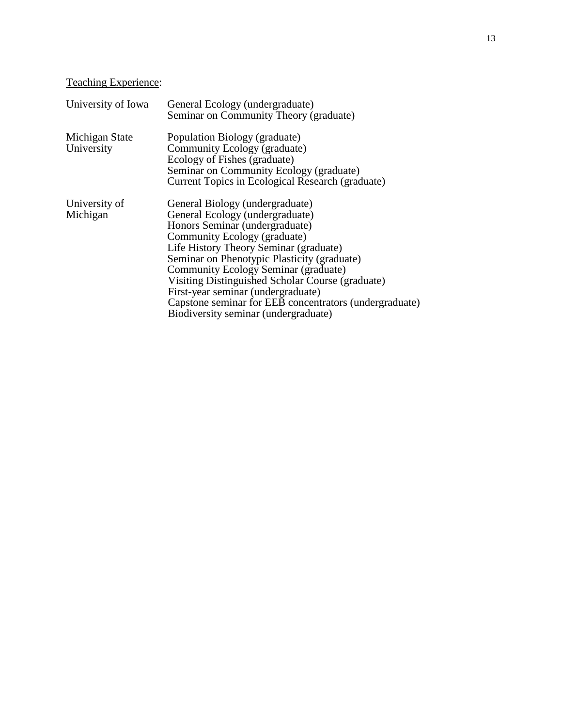<u>Teaching Experience</u>:

| | |
|---|---|
| University of Iowa | General Ecology (undergraduate)<br>Seminar on Community Theory (graduate) |
| Michigan State University | Population Biology (graduate)<br>Community Ecology (graduate)<br>Ecology of Fishes (graduate)<br>Seminar on Community Ecology (graduate)<br>Current Topics in Ecological Research (graduate) |
| University of Michigan | General Biology (undergraduate)<br>General Ecology (undergraduate)<br>Honors Seminar (undergraduate)<br>Community Ecology (graduate)<br>Life History Theory Seminar (graduate)<br>Seminar on Phenotypic Plasticity (graduate)<br>Community Ecology Seminar (graduate)<br>Visiting Distinguished Scholar Course (graduate)<br>First-year seminar (undergraduate)<br>Capstone seminar for EEB concentrators (undergraduate)<br>Biodiversity seminar (undergraduate) |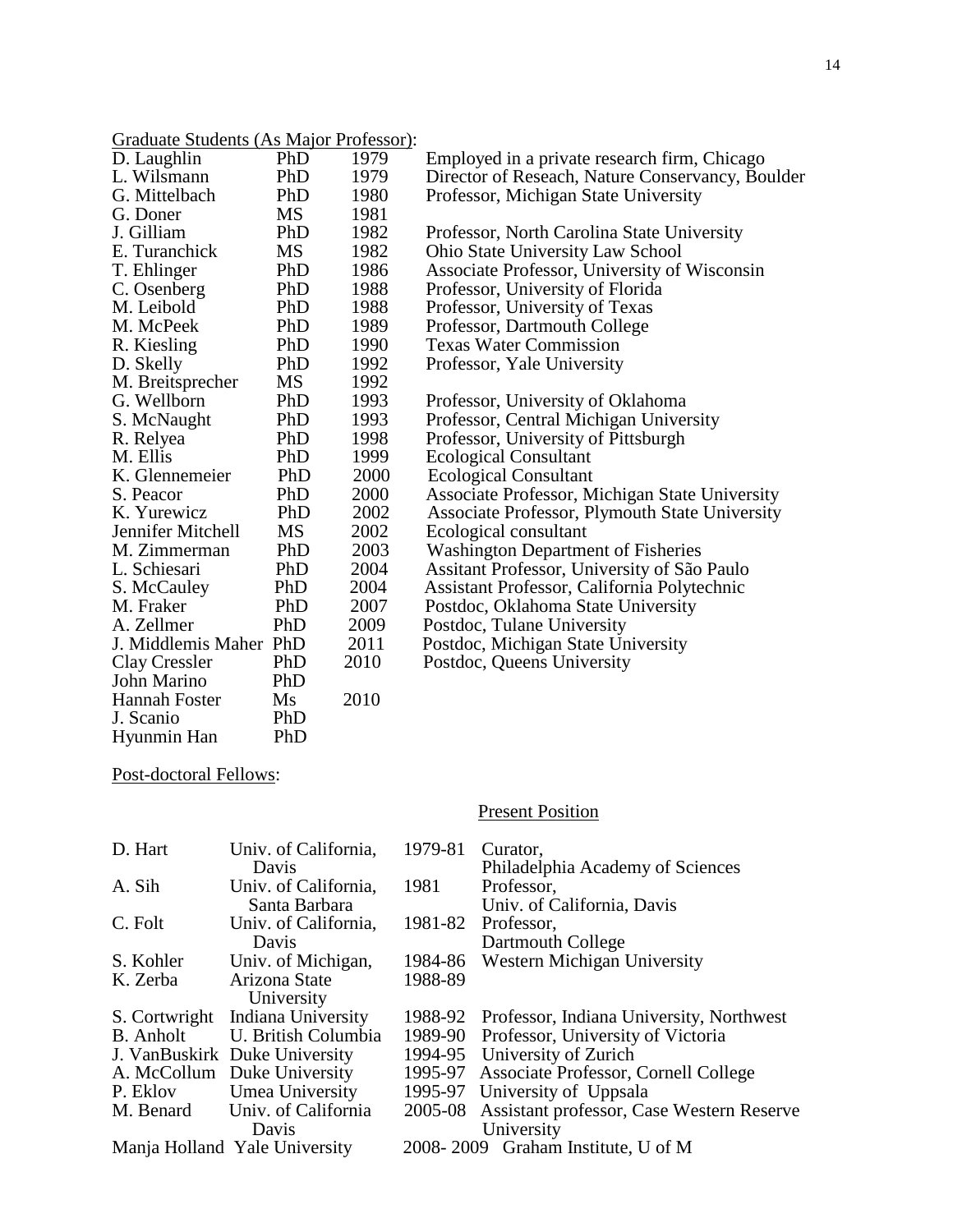Graduate Students (As Major Professor):

| | | | |
|---|---|---|---|
| D. Laughlin | PhD | 1979 | Employed in a private research firm, Chicago |
| L. Wilsmann | PhD | 1979 | Director of Reseach, Nature Conservancy, Boulder |
| G. Mittelbach | PhD | 1980 | Professor, Michigan State University |
| G. Doner | MS | 1981 | |
| J. Gilliam | PhD | 1982 | Professor, North Carolina State University |
| E. Turanchick | MS | 1982 | Ohio State University Law School |
| T. Ehlinger | PhD | 1986 | Associate Professor, University of Wisconsin |
| C. Osenberg | PhD | 1988 | Professor, University of Florida |
| M. Leibold | PhD | 1988 | Professor, University of Texas |
| M. McPeek | PhD | 1989 | Professor, Dartmouth College |
| R. Kiesling | PhD | 1990 | Texas Water Commission |
| D. Skelly | PhD | 1992 | Professor, Yale University |
| M. Breitsprecher | MS | 1992 | |
| G. Wellborn | PhD | 1993 | Professor, University of Oklahoma |
| S. McNaught | PhD | 1993 | Professor, Central Michigan University |
| R. Relyea | PhD | 1998 | Professor, University of Pittsburgh |
| M. Ellis | PhD | 1999 | Ecological Consultant |
| K. Glennemeier | PhD | 2000 | Ecological Consultant |
| S. Peacor | PhD | 2000 | Associate Professor, Michigan State University |
| K. Yurewicz | PhD | 2002 | Associate Professor, Plymouth State University |
| Jennifer Mitchell | MS | 2002 | Ecological consultant |
| M. Zimmerman | PhD | 2003 | Washington Department of Fisheries |
| L. Schiesari | PhD | 2004 | Assitant Professor, University of São Paulo |
| S. McCauley | PhD | 2004 | Assistant Professor, California Polytechnic |
| M. Fraker | PhD | 2007 | Postdoc, Oklahoma State University |
| A. Zellmer | PhD | 2009 | Postdoc, Tulane University |
| J. Middlemis Maher | PhD | 2011 | Postdoc, Michigan State University |
| Clay Cressler | PhD | 2010 | Postdoc, Queens University |
| John Marino | PhD | | |
| Hannah Foster | Ms | 2010 | |
| J. Scanio | PhD | | |
| Hyunmin Han | PhD | | |

Post-doctoral Fellows:

| | | | Present Position |
|---|---|---|---|
| D. Hart | Univ. of California, Davis | 1979-81 | Curator, Philadelphia Academy of Sciences |
| A. Sih | Univ. of California, Santa Barbara | 1981 | Professor, Univ. of California, Davis |
| C. Folt | Univ. of California, Davis | 1981-82 | Professor, Dartmouth College |
| S. Kohler | Univ. of Michigan, | 1984-86 | Western Michigan University |
| K. Zerba | Arizona State University | 1988-89 | |
| S. Cortwright | Indiana University | 1988-92 | Professor, Indiana University, Northwest |
| B. Anholt | U. British Columbia | 1989-90 | Professor, University of Victoria |
| J. VanBuskirk | Duke University | 1994-95 | University of Zurich |
| A. McCollum | Duke University | 1995-97 | Associate Professor, Cornell College |
| P. Eklov | Umea University | 1995-97 | University of Uppsala |
| M. Benard | Univ. of California Davis | 2005-08 | Assistant professor, Case Western Reserve University |
| Manja Holland | Yale University | 2008- 2009 | Graham Institute, U of M |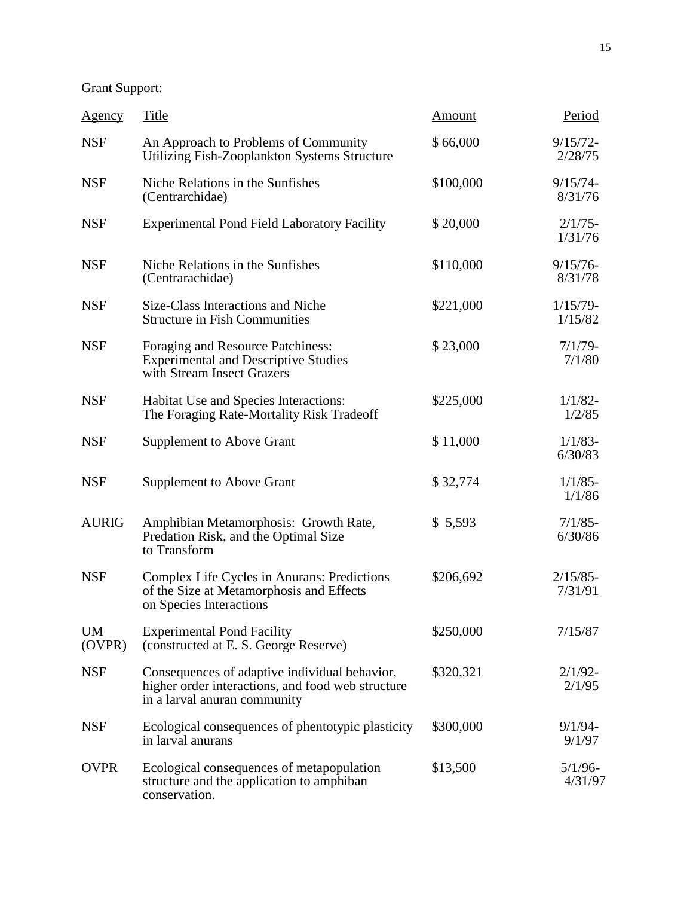Grant Support:

| Agency | Title | Amount | Period |
|---|---|---|---|
| NSF | An Approach to Problems of Community Utilizing Fish-Zooplankton Systems Structure | $ 66,000 | 9/15/72-2/28/75 |
| NSF | Niche Relations in the Sunfishes (Centrarchidae) | $100,000 | 9/15/74-8/31/76 |
| NSF | Experimental Pond Field Laboratory Facility | $ 20,000 | 2/1/75-1/31/76 |
| NSF | Niche Relations in the Sunfishes (Centrarachidae) | $110,000 | 9/15/76-8/31/78 |
| NSF | Size-Class Interactions and Niche Structure in Fish Communities | $221,000 | 1/15/79-1/15/82 |
| NSF | Foraging and Resource Patchiness: Experimental and Descriptive Studies with Stream Insect Grazers | $ 23,000 | 7/1/79-7/1/80 |
| NSF | Habitat Use and Species Interactions: The Foraging Rate-Mortality Risk Tradeoff | $225,000 | 1/1/82-1/2/85 |
| NSF | Supplement to Above Grant | $ 11,000 | 1/1/83-6/30/83 |
| NSF | Supplement to Above Grant | $ 32,774 | 1/1/85-1/1/86 |
| AURIG | Amphibian Metamorphosis: Growth Rate, Predation Risk, and the Optimal Size to Transform | $ 5,593 | 7/1/85-6/30/86 |
| NSF | Complex Life Cycles in Anurans: Predictions of the Size at Metamorphosis and Effects on Species Interactions | $206,692 | 2/15/85-7/31/91 |
| UM (OVPR) | Experimental Pond Facility (constructed at E. S. George Reserve) | $250,000 | 7/15/87 |
| NSF | Consequences of adaptive individual behavior, higher order interactions, and food web structure in a larval anuran community | $320,321 | 2/1/92-2/1/95 |
| NSF | Ecological consequences of phentotypic plasticity in larval anurans | $300,000 | 9/1/94-9/1/97 |
| OVPR | Ecological consequences of metapopulation structure and the application to amphiban conservation. | $13,500 | 5/1/96-4/31/97 |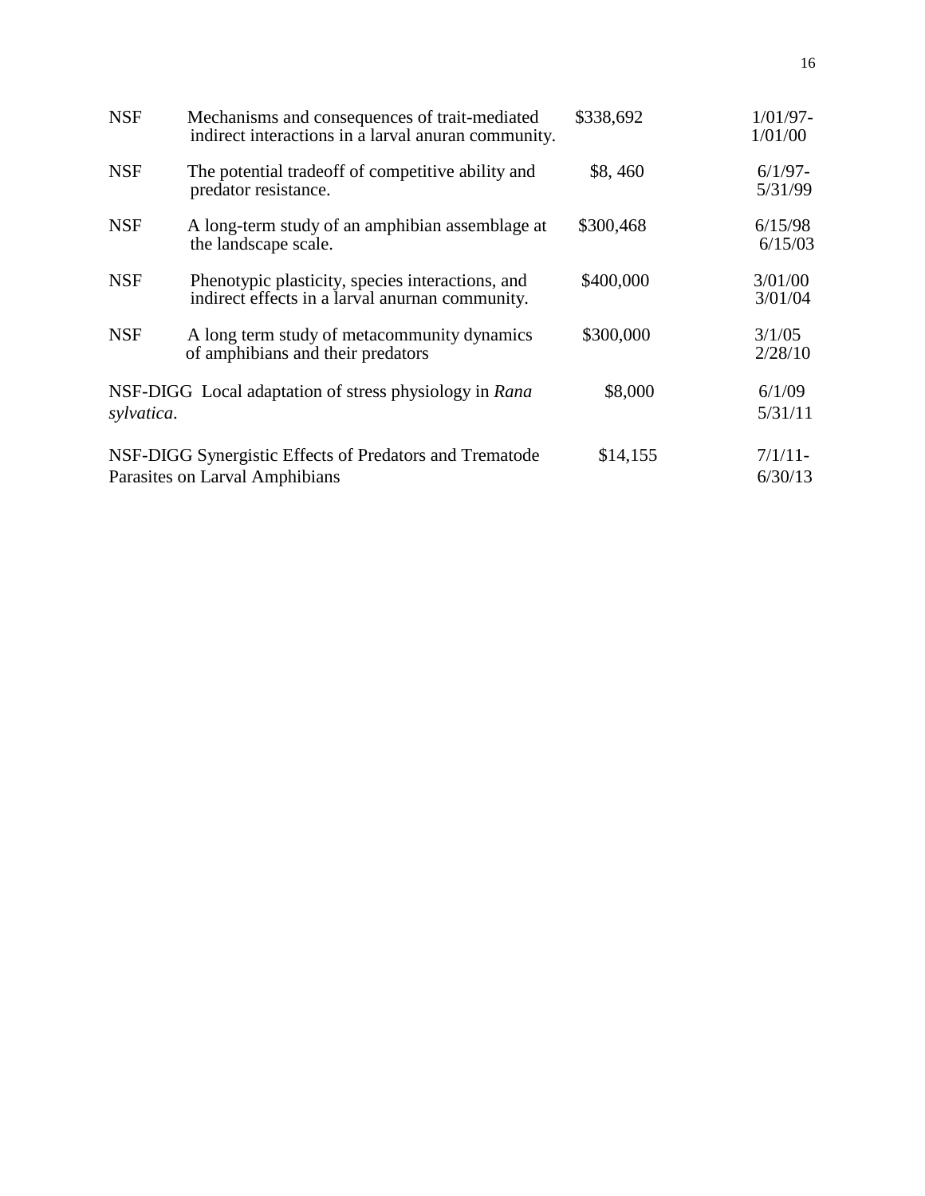| | | | |
|---|---|---|---|
| NSF | Mechanisms and consequences of trait-mediated indirect interactions in a larval anuran community. | $338,692 | 1/01/97-1/01/00 |
| NSF | The potential tradeoff of competitive ability and predator resistance. | $8, 460 | 6/1/97-5/31/99 |
| NSF | A long-term study of an amphibian assemblage at the landscape scale. | $300,468 | 6/15/98 6/15/03 |
| NSF | Phenotypic plasticity, species interactions, and indirect effects in a larval anurnan community. | $400,000 | 3/01/00 3/01/04 |
| NSF | A long term study of metacommunity dynamics of amphibians and their predators | $300,000 | 3/1/05 2/28/10 |
| NSF-DIGG | Local adaptation of stress physiology in *Rana sylvatica*. | $8,000 | 6/1/09 5/31/11 |
| NSF-DIGG | Synergistic Effects of Predators and Trematode Parasites on Larval Amphibians | $14,155 | 7/1/11-6/30/13 |